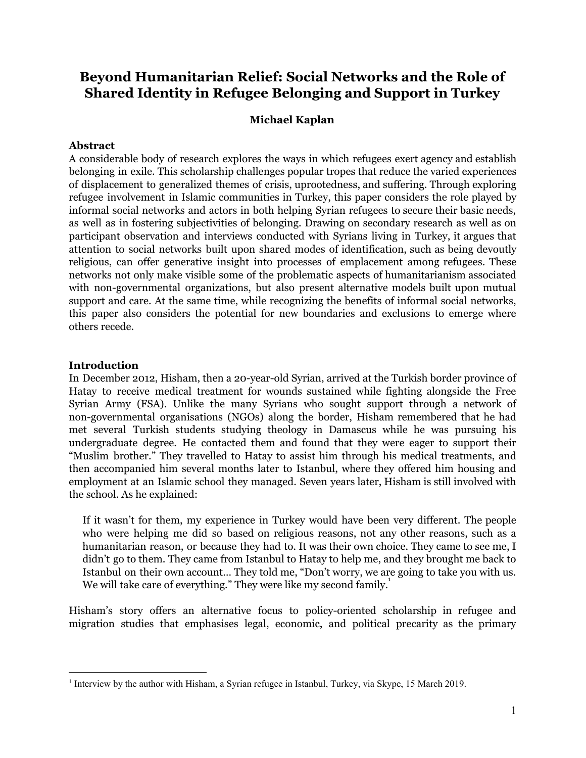# Beyond Humanitarian Relief: Social Networks and the Role of Shared Identity in Refugee Belonging and Support in Turkey

**Michael Kaplan**

## Abstract

A considerable body of research explores the ways in which refugees exert agency and establish belonging in exile. This scholarship challenges popular tropes that reduce the varied experiences of displacement to generalized themes of crisis, uprootedness, and suffering. Through exploring refugee involvement in Islamic communities in Turkey, this paper considers the role played by informal social networks and actors in both helping Syrian refugees to secure their basic needs, as well as in fostering subjectivities of belonging. Drawing on secondary research as well as on participant observation and interviews conducted with Syrians living in Turkey, it argues that attention to social networks built upon shared modes of identification, such as being devoutly religious, can offer generative insight into processes of emplacement among refugees. These networks not only make visible some of the problematic aspects of humanitarianism associated with non-governmental organizations, but also present alternative models built upon mutual support and care. At the same time, while recognizing the benefits of informal social networks, this paper also considers the potential for new boundaries and exclusions to emerge where others recede.

## Introduction

In December 2012, Hisham, then a 20-year-old Syrian, arrived at the Turkish border province of Hatay to receive medical treatment for wounds sustained while fighting alongside the Free Syrian Army (FSA). Unlike the many Syrians who sought support through a network of non-governmental organisations (NGOs) along the border, Hisham remembered that he had met several Turkish students studying theology in Damascus while he was pursuing his undergraduate degree. He contacted them and found that they were eager to support their "Muslim brother." They travelled to Hatay to assist him through his medical treatments, and then accompanied him several months later to Istanbul, where they offered him housing and employment at an Islamic school they managed. Seven years later, Hisham is still involved with the school. As he explained:

> If it wasn't for them, my experience in Turkey would have been very different. The people who were helping me did so based on religious reasons, not any other reasons, such as a humanitarian reason, or because they had to. It was their own choice. They came to see me, I didn't go to them. They came from Istanbul to Hatay to help me, and they brought me back to Istanbul on their own account… They told me, "Don't worry, we are going to take you with us. We will take care of everything." They were like my second family.[1]

Hisham's story offers an alternative focus to policy-oriented scholarship in refugee and migration studies that emphasises legal, economic, and political precarity as the primary

---

[1] Interview by the author with Hisham, a Syrian refugee in Istanbul, Turkey, via Skype, 15 March 2019.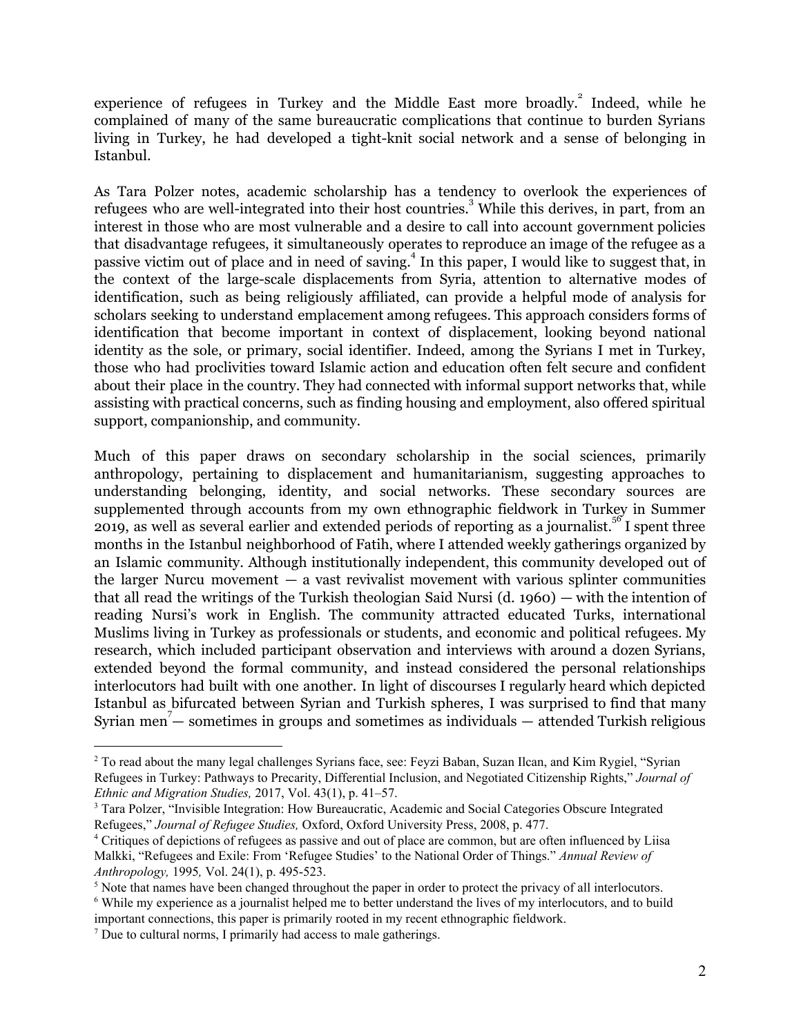experience of refugees in Turkey and the Middle East more broadly.[2] Indeed, while he complained of many of the same bureaucratic complications that continue to burden Syrians living in Turkey, he had developed a tight-knit social network and a sense of belonging in Istanbul.

As Tara Polzer notes, academic scholarship has a tendency to overlook the experiences of refugees who are well-integrated into their host countries.[3] While this derives, in part, from an interest in those who are most vulnerable and a desire to call into account government policies that disadvantage refugees, it simultaneously operates to reproduce an image of the refugee as a passive victim out of place and in need of saving.[4] In this paper, I would like to suggest that, in the context of the large-scale displacements from Syria, attention to alternative modes of identification, such as being religiously affiliated, can provide a helpful mode of analysis for scholars seeking to understand emplacement among refugees. This approach considers forms of identification that become important in context of displacement, looking beyond national identity as the sole, or primary, social identifier. Indeed, among the Syrians I met in Turkey, those who had proclivities toward Islamic action and education often felt secure and confident about their place in the country. They had connected with informal support networks that, while assisting with practical concerns, such as finding housing and employment, also offered spiritual support, companionship, and community.

Much of this paper draws on secondary scholarship in the social sciences, primarily anthropology, pertaining to displacement and humanitarianism, suggesting approaches to understanding belonging, identity, and social networks. These secondary sources are supplemented through accounts from my own ethnographic fieldwork in Turkey in Summer 2019, as well as several earlier and extended periods of reporting as a journalist.[5][6] I spent three months in the Istanbul neighborhood of Fatih, where I attended weekly gatherings organized by an Islamic community. Although institutionally independent, this community developed out of the larger Nurcu movement — a vast revivalist movement with various splinter communities that all read the writings of the Turkish theologian Said Nursi (d. 1960) — with the intention of reading Nursi's work in English. The community attracted educated Turks, international Muslims living in Turkey as professionals or students, and economic and political refugees. My research, which included participant observation and interviews with around a dozen Syrians, extended beyond the formal community, and instead considered the personal relationships interlocutors had built with one another. In light of discourses I regularly heard which depicted Istanbul as bifurcated between Syrian and Turkish spheres, I was surprised to find that many Syrian men[7] — sometimes in groups and sometimes as individuals — attended Turkish religious

---

[2] To read about the many legal challenges Syrians face, see: Feyzi Baban, Suzan Ilcan, and Kim Rygiel, "Syrian Refugees in Turkey: Pathways to Precarity, Differential Inclusion, and Negotiated Citizenship Rights," *Journal of Ethnic and Migration Studies,* 2017, Vol. 43(1), p. 41–57.

[3] Tara Polzer, "Invisible Integration: How Bureaucratic, Academic and Social Categories Obscure Integrated Refugees," *Journal of Refugee Studies,* Oxford, Oxford University Press, 2008, p. 477.

[4] Critiques of depictions of refugees as passive and out of place are common, but are often influenced by Liisa Malkki, "Refugees and Exile: From 'Refugee Studies' to the National Order of Things." *Annual Review of Anthropology,* 1995*,* Vol. 24(1), p. 495-523.

[5] Note that names have been changed throughout the paper in order to protect the privacy of all interlocutors.

[6] While my experience as a journalist helped me to better understand the lives of my interlocutors, and to build important connections, this paper is primarily rooted in my recent ethnographic fieldwork.

[7] Due to cultural norms, I primarily had access to male gatherings.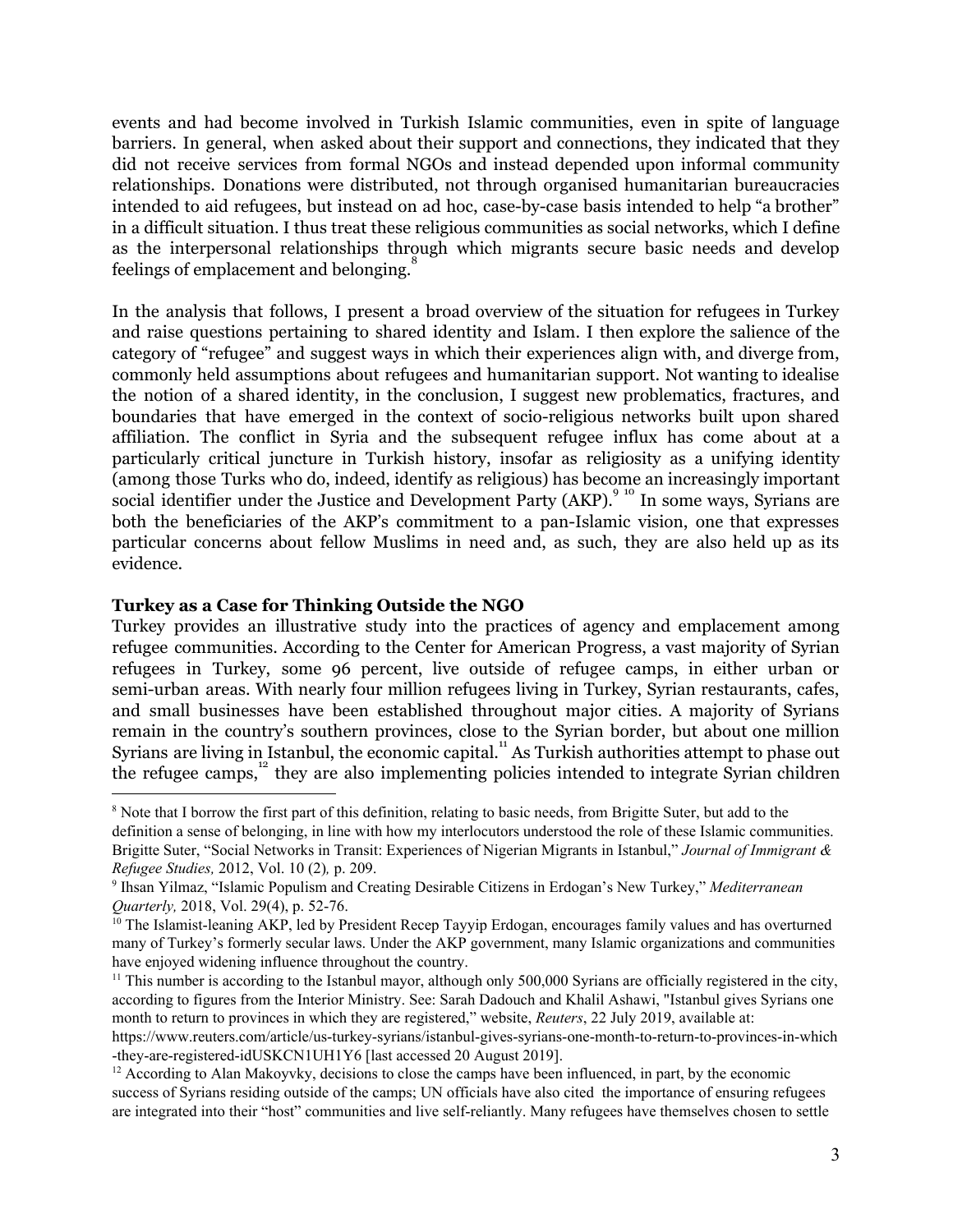events and had become involved in Turkish Islamic communities, even in spite of language barriers. In general, when asked about their support and connections, they indicated that they did not receive services from formal NGOs and instead depended upon informal community relationships. Donations were distributed, not through organised humanitarian bureaucracies intended to aid refugees, but instead on ad hoc, case-by-case basis intended to help "a brother" in a difficult situation. I thus treat these religious communities as social networks, which I define as the interpersonal relationships through which migrants secure basic needs and develop feelings of emplacement and belonging.[8]

In the analysis that follows, I present a broad overview of the situation for refugees in Turkey and raise questions pertaining to shared identity and Islam. I then explore the salience of the category of "refugee" and suggest ways in which their experiences align with, and diverge from, commonly held assumptions about refugees and humanitarian support. Not wanting to idealise the notion of a shared identity, in the conclusion, I suggest new problematics, fractures, and boundaries that have emerged in the context of socio-religious networks built upon shared affiliation. The conflict in Syria and the subsequent refugee influx has come about at a particularly critical juncture in Turkish history, insofar as religiosity as a unifying identity (among those Turks who do, indeed, identify as religious) has become an increasingly important social identifier under the Justice and Development Party (AKP).[9] [10] In some ways, Syrians are both the beneficiaries of the AKP's commitment to a pan-Islamic vision, one that expresses particular concerns about fellow Muslims in need and, as such, they are also held up as its evidence.

**Turkey as a Case for Thinking Outside the NGO**

Turkey provides an illustrative study into the practices of agency and emplacement among refugee communities. According to the Center for American Progress, a vast majority of Syrian refugees in Turkey, some 96 percent, live outside of refugee camps, in either urban or semi-urban areas. With nearly four million refugees living in Turkey, Syrian restaurants, cafes, and small businesses have been established throughout major cities. A majority of Syrians remain in the country's southern provinces, close to the Syrian border, but about one million Syrians are living in Istanbul, the economic capital.[11] As Turkish authorities attempt to phase out the refugee camps,[12] they are also implementing policies intended to integrate Syrian children

---

[8] Note that I borrow the first part of this definition, relating to basic needs, from Brigitte Suter, but add to the definition a sense of belonging, in line with how my interlocutors understood the role of these Islamic communities. Brigitte Suter, "Social Networks in Transit: Experiences of Nigerian Migrants in Istanbul," *Journal of Immigrant & Refugee Studies,* 2012, Vol. 10 (2)*,* p. 209.

[9] Ihsan Yilmaz, "Islamic Populism and Creating Desirable Citizens in Erdogan's New Turkey," *Mediterranean Quarterly,* 2018, Vol. 29(4), p. 52-76.

[10] The Islamist-leaning AKP, led by President Recep Tayyip Erdogan, encourages family values and has overturned many of Turkey's formerly secular laws. Under the AKP government, many Islamic organizations and communities have enjoyed widening influence throughout the country.

[11] This number is according to the Istanbul mayor, although only 500,000 Syrians are officially registered in the city, according to figures from the Interior Ministry. See: Sarah Dadouch and Khalil Ashawi, "Istanbul gives Syrians one month to return to provinces in which they are registered," website, *Reuters*, 22 July 2019, available at: https://www.reuters.com/article/us-turkey-syrians/istanbul-gives-syrians-one-month-to-return-to-provinces-in-which-they-are-registered-idUSKCN1UH1Y6 [last accessed 20 August 2019].

[12] According to Alan Makoyvky, decisions to close the camps have been influenced, in part, by the economic success of Syrians residing outside of the camps; UN officials have also cited the importance of ensuring refugees are integrated into their "host" communities and live self-reliantly. Many refugees have themselves chosen to settle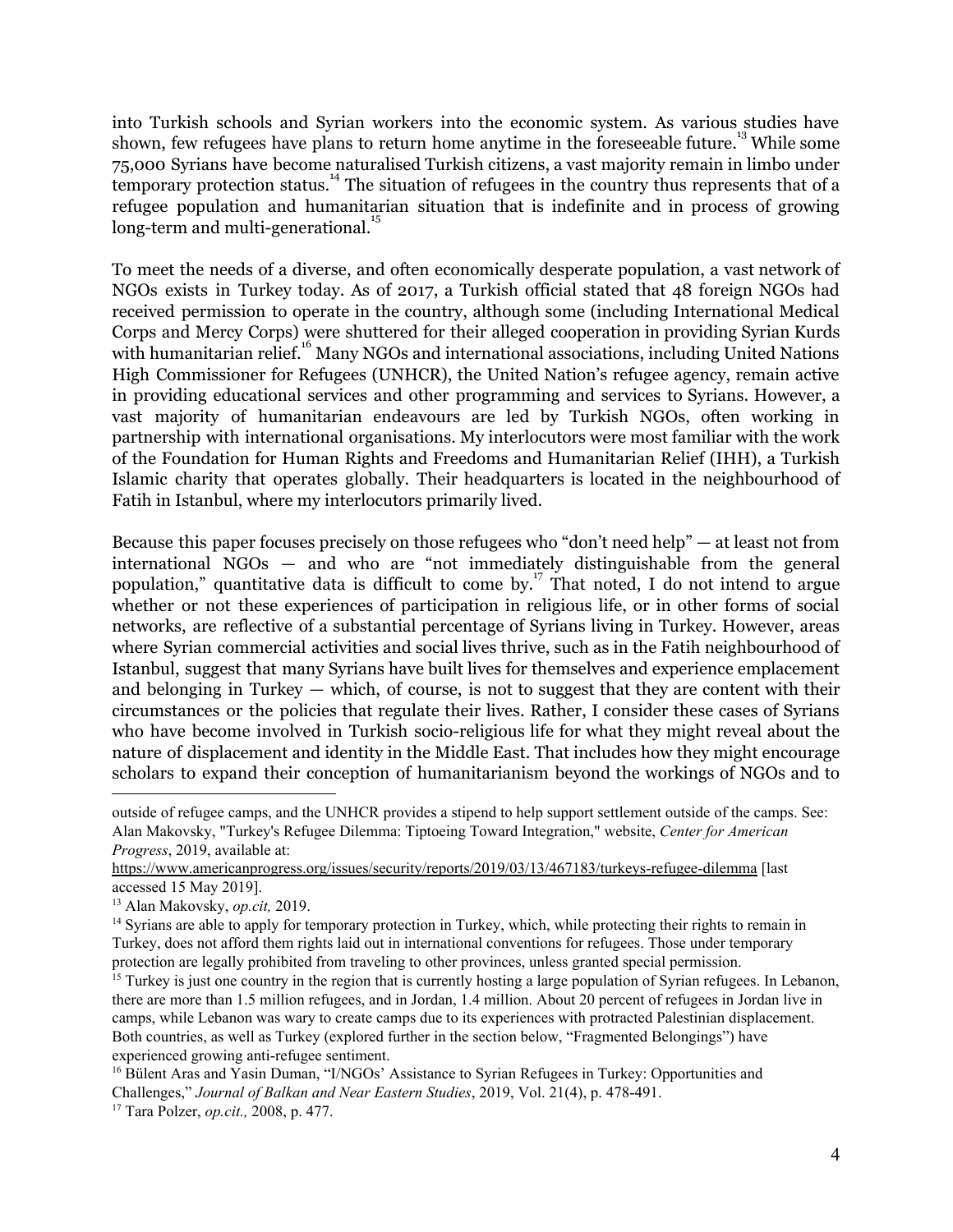into Turkish schools and Syrian workers into the economic system. As various studies have shown, few refugees have plans to return home anytime in the foreseeable future.[13] While some 75,000 Syrians have become naturalised Turkish citizens, a vast majority remain in limbo under temporary protection status.[14] The situation of refugees in the country thus represents that of a refugee population and humanitarian situation that is indefinite and in process of growing long-term and multi-generational.[15]

To meet the needs of a diverse, and often economically desperate population, a vast network of NGOs exists in Turkey today. As of 2017, a Turkish official stated that 48 foreign NGOs had received permission to operate in the country, although some (including International Medical Corps and Mercy Corps) were shuttered for their alleged cooperation in providing Syrian Kurds with humanitarian relief.[16] Many NGOs and international associations, including United Nations High Commissioner for Refugees (UNHCR), the United Nation's refugee agency, remain active in providing educational services and other programming and services to Syrians. However, a vast majority of humanitarian endeavours are led by Turkish NGOs, often working in partnership with international organisations. My interlocutors were most familiar with the work of the Foundation for Human Rights and Freedoms and Humanitarian Relief (IHH), a Turkish Islamic charity that operates globally. Their headquarters is located in the neighbourhood of Fatih in Istanbul, where my interlocutors primarily lived.

Because this paper focuses precisely on those refugees who "don't need help" — at least not from international NGOs — and who are "not immediately distinguishable from the general population," quantitative data is difficult to come by.[17] That noted, I do not intend to argue whether or not these experiences of participation in religious life, or in other forms of social networks, are reflective of a substantial percentage of Syrians living in Turkey. However, areas where Syrian commercial activities and social lives thrive, such as in the Fatih neighbourhood of Istanbul, suggest that many Syrians have built lives for themselves and experience emplacement and belonging in Turkey — which, of course, is not to suggest that they are content with their circumstances or the policies that regulate their lives. Rather, I consider these cases of Syrians who have become involved in Turkish socio-religious life for what they might reveal about the nature of displacement and identity in the Middle East. That includes how they might encourage scholars to expand their conception of humanitarianism beyond the workings of NGOs and to

---

outside of refugee camps, and the UNHCR provides a stipend to help support settlement outside of the camps. See: Alan Makovsky, "Turkey's Refugee Dilemma: Tiptoeing Toward Integration," website, *Center for American Progress*, 2019, available at: https://www.americanprogress.org/issues/security/reports/2019/03/13/467183/turkeys-refugee-dilemma [last accessed 15 May 2019].

[13] Alan Makovsky, *op.cit,* 2019.

[14] Syrians are able to apply for temporary protection in Turkey, which, while protecting their rights to remain in Turkey, does not afford them rights laid out in international conventions for refugees. Those under temporary protection are legally prohibited from traveling to other provinces, unless granted special permission.

[15] Turkey is just one country in the region that is currently hosting a large population of Syrian refugees. In Lebanon, there are more than 1.5 million refugees, and in Jordan, 1.4 million. About 20 percent of refugees in Jordan live in camps, while Lebanon was wary to create camps due to its experiences with protracted Palestinian displacement. Both countries, as well as Turkey (explored further in the section below, "Fragmented Belongings") have experienced growing anti-refugee sentiment.

[16] Bülent Aras and Yasin Duman, "I/NGOs' Assistance to Syrian Refugees in Turkey: Opportunities and Challenges," *Journal of Balkan and Near Eastern Studies*, 2019, Vol. 21(4), p. 478-491.

[17] Tara Polzer, *op.cit.,* 2008, p. 477.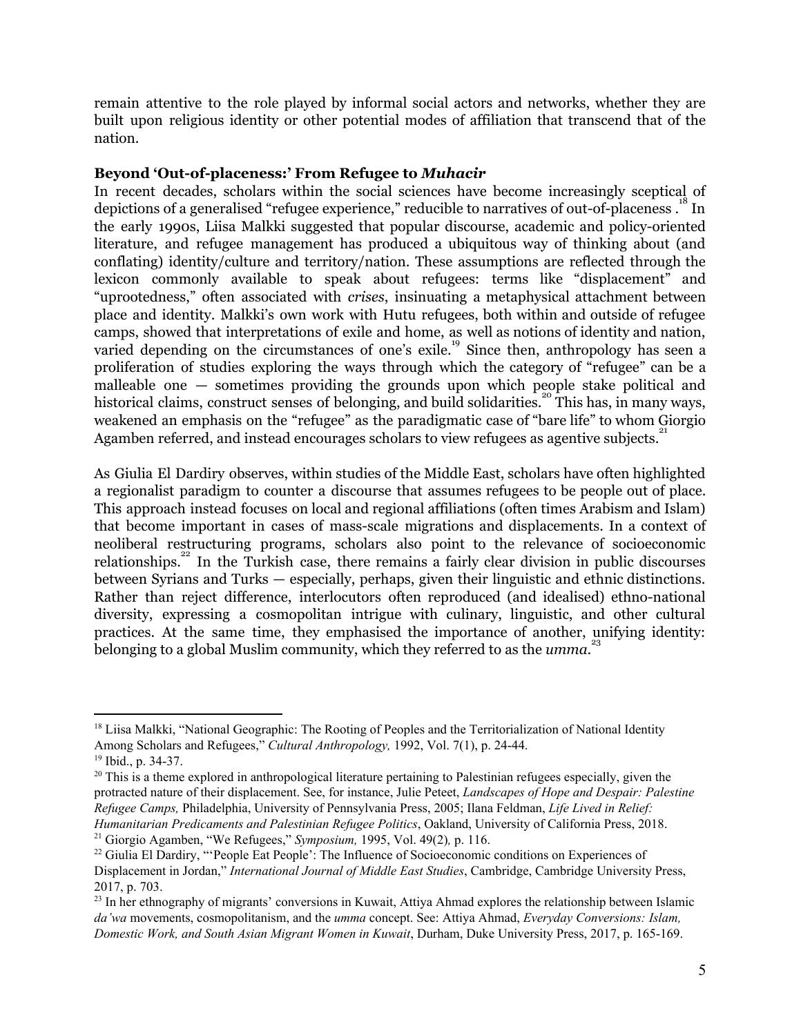remain attentive to the role played by informal social actors and networks, whether they are built upon religious identity or other potential modes of affiliation that transcend that of the nation.

### Beyond 'Out-of-placeness:' From Refugee to *Muhacir*

In recent decades, scholars within the social sciences have become increasingly sceptical of depictions of a generalised "refugee experience," reducible to narratives of out-of-placeness .[18] In the early 1990s, Liisa Malkki suggested that popular discourse, academic and policy-oriented literature, and refugee management has produced a ubiquitous way of thinking about (and conflating) identity/culture and territory/nation. These assumptions are reflected through the lexicon commonly available to speak about refugees: terms like "displacement" and "uprootedness," often associated with *crises*, insinuating a metaphysical attachment between place and identity. Malkki's own work with Hutu refugees, both within and outside of refugee camps, showed that interpretations of exile and home, as well as notions of identity and nation, varied depending on the circumstances of one's exile.[19] Since then, anthropology has seen a proliferation of studies exploring the ways through which the category of "refugee" can be a malleable one — sometimes providing the grounds upon which people stake political and historical claims, construct senses of belonging, and build solidarities.[20] This has, in many ways, weakened an emphasis on the "refugee" as the paradigmatic case of "bare life" to whom Giorgio Agamben referred, and instead encourages scholars to view refugees as agentive subjects.[21]

As Giulia El Dardiry observes, within studies of the Middle East, scholars have often highlighted a regionalist paradigm to counter a discourse that assumes refugees to be people out of place. This approach instead focuses on local and regional affiliations (often times Arabism and Islam) that become important in cases of mass-scale migrations and displacements. In a context of neoliberal restructuring programs, scholars also point to the relevance of socioeconomic relationships.[22] In the Turkish case, there remains a fairly clear division in public discourses between Syrians and Turks — especially, perhaps, given their linguistic and ethnic distinctions. Rather than reject difference, interlocutors often reproduced (and idealised) ethno-national diversity, expressing a cosmopolitan intrigue with culinary, linguistic, and other cultural practices. At the same time, they emphasised the importance of another, unifying identity: belonging to a global Muslim community, which they referred to as the *umma*.[23]

---

[18] Liisa Malkki, "National Geographic: The Rooting of Peoples and the Territorialization of National Identity Among Scholars and Refugees," *Cultural Anthropology,* 1992, Vol. 7(1), p. 24-44.

[19] Ibid., p. 34-37.

[20] This is a theme explored in anthropological literature pertaining to Palestinian refugees especially, given the protracted nature of their displacement. See, for instance, Julie Peteet, *Landscapes of Hope and Despair: Palestine Refugee Camps,* Philadelphia, University of Pennsylvania Press, 2005; Ilana Feldman, *Life Lived in Relief: Humanitarian Predicaments and Palestinian Refugee Politics*, Oakland, University of California Press, 2018.

[21] Giorgio Agamben, "We Refugees," *Symposium,* 1995, Vol. 49(2)*,* p. 116.

[22] Giulia El Dardiry, "'People Eat People': The Influence of Socioeconomic conditions on Experiences of Displacement in Jordan," *International Journal of Middle East Studies*, Cambridge, Cambridge University Press, 2017, p. 703.

[23] In her ethnography of migrants' conversions in Kuwait, Attiya Ahmad explores the relationship between Islamic *da'wa* movements, cosmopolitanism, and the *umma* concept. See: Attiya Ahmad, *Everyday Conversions: Islam, Domestic Work, and South Asian Migrant Women in Kuwait*, Durham, Duke University Press, 2017, p. 165-169.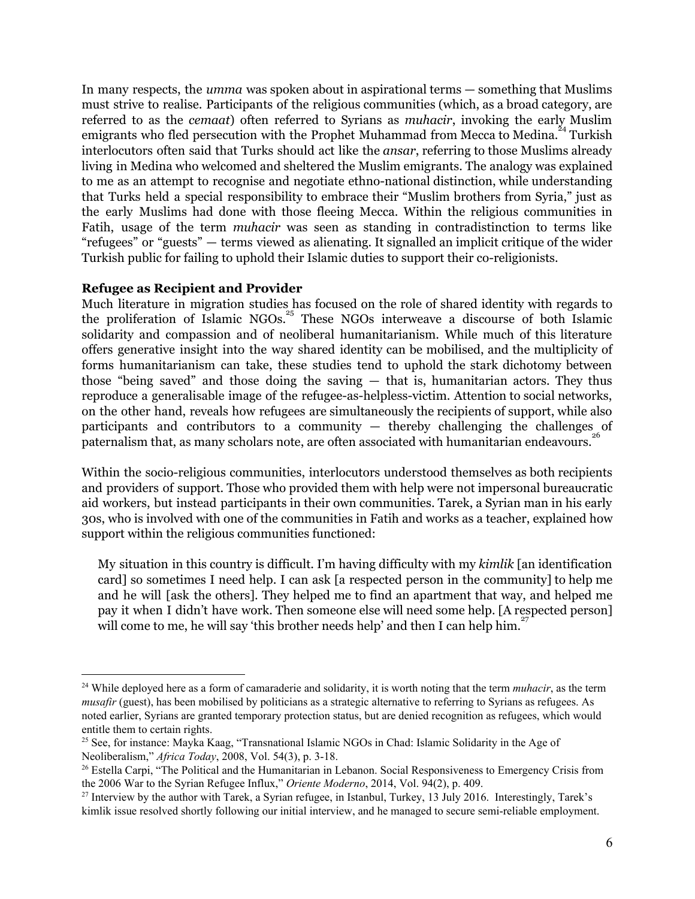In many respects, the *umma* was spoken about in aspirational terms — something that Muslims must strive to realise. Participants of the religious communities (which, as a broad category, are referred to as the *cemaat*) often referred to Syrians as *muhacir*, invoking the early Muslim emigrants who fled persecution with the Prophet Muhammad from Mecca to Medina.[24] Turkish interlocutors often said that Turks should act like the *ansar*, referring to those Muslims already living in Medina who welcomed and sheltered the Muslim emigrants. The analogy was explained to me as an attempt to recognise and negotiate ethno-national distinction, while understanding that Turks held a special responsibility to embrace their "Muslim brothers from Syria," just as the early Muslims had done with those fleeing Mecca. Within the religious communities in Fatih, usage of the term *muhacir* was seen as standing in contradistinction to terms like "refugees" or "guests" — terms viewed as alienating. It signalled an implicit critique of the wider Turkish public for failing to uphold their Islamic duties to support their co-religionists.

**Refugee as Recipient and Provider**

Much literature in migration studies has focused on the role of shared identity with regards to the proliferation of Islamic NGOs.[25] These NGOs interweave a discourse of both Islamic solidarity and compassion and of neoliberal humanitarianism. While much of this literature offers generative insight into the way shared identity can be mobilised, and the multiplicity of forms humanitarianism can take, these studies tend to uphold the stark dichotomy between those "being saved" and those doing the saving — that is, humanitarian actors. They thus reproduce a generalisable image of the refugee-as-helpless-victim. Attention to social networks, on the other hand, reveals how refugees are simultaneously the recipients of support, while also participants and contributors to a community — thereby challenging the challenges of paternalism that, as many scholars note, are often associated with humanitarian endeavours.[26]

Within the socio-religious communities, interlocutors understood themselves as both recipients and providers of support. Those who provided them with help were not impersonal bureaucratic aid workers, but instead participants in their own communities. Tarek, a Syrian man in his early 30s, who is involved with one of the communities in Fatih and works as a teacher, explained how support within the religious communities functioned:

> My situation in this country is difficult. I'm having difficulty with my *kimlik* [an identification card] so sometimes I need help. I can ask [a respected person in the community] to help me and he will [ask the others]. They helped me to find an apartment that way, and helped me pay it when I didn't have work. Then someone else will need some help. [A respected person] will come to me, he will say 'this brother needs help' and then I can help him.[27]

---

[24] While deployed here as a form of camaraderie and solidarity, it is worth noting that the term *muhacir*, as the term *musafir* (guest), has been mobilised by politicians as a strategic alternative to referring to Syrians as refugees. As noted earlier, Syrians are granted temporary protection status, but are denied recognition as refugees, which would entitle them to certain rights.

[25] See, for instance: Mayka Kaag, "Transnational Islamic NGOs in Chad: Islamic Solidarity in the Age of Neoliberalism," *Africa Today*, 2008, Vol. 54(3), p. 3-18.

[26] Estella Carpi, "The Political and the Humanitarian in Lebanon. Social Responsiveness to Emergency Crisis from the 2006 War to the Syrian Refugee Influx," *Oriente Moderno*, 2014, Vol. 94(2), p. 409.

[27] Interview by the author with Tarek, a Syrian refugee, in Istanbul, Turkey, 13 July 2016. Interestingly, Tarek's kimlik issue resolved shortly following our initial interview, and he managed to secure semi-reliable employment.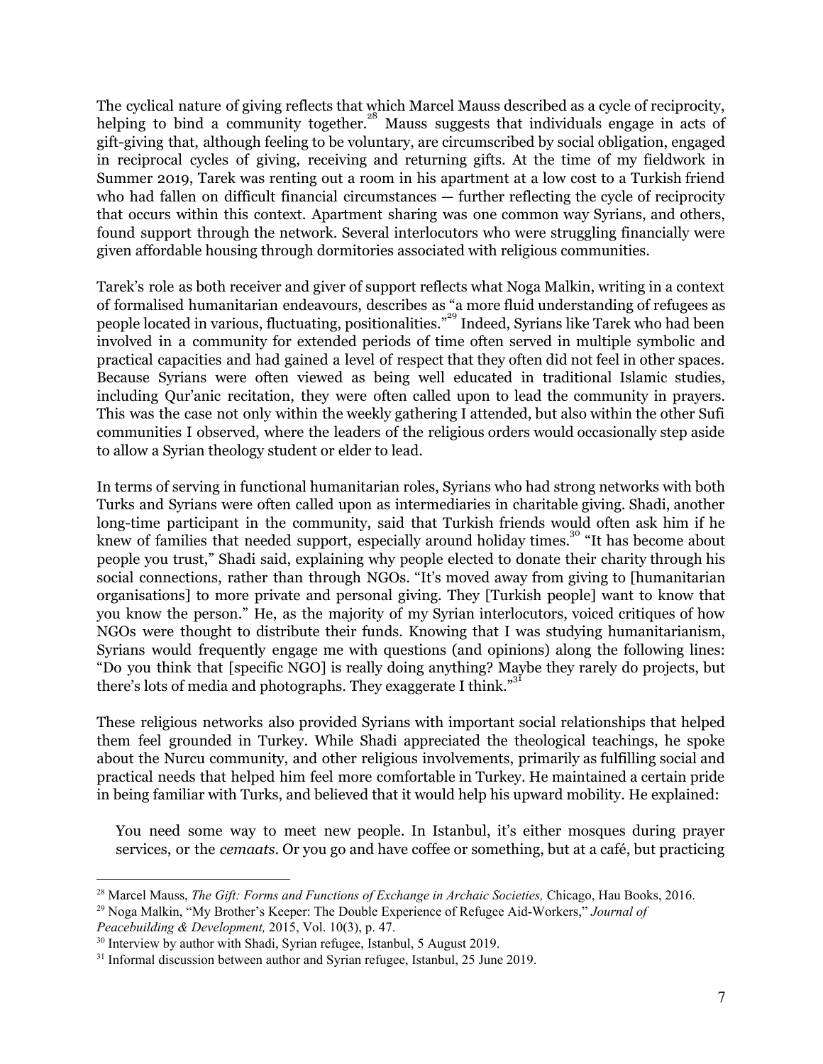The cyclical nature of giving reflects that which Marcel Mauss described as a cycle of reciprocity, helping to bind a community together.[28] Mauss suggests that individuals engage in acts of gift-giving that, although feeling to be voluntary, are circumscribed by social obligation, engaged in reciprocal cycles of giving, receiving and returning gifts. At the time of my fieldwork in Summer 2019, Tarek was renting out a room in his apartment at a low cost to a Turkish friend who had fallen on difficult financial circumstances — further reflecting the cycle of reciprocity that occurs within this context. Apartment sharing was one common way Syrians, and others, found support through the network. Several interlocutors who were struggling financially were given affordable housing through dormitories associated with religious communities.

Tarek's role as both receiver and giver of support reflects what Noga Malkin, writing in a context of formalised humanitarian endeavours, describes as "a more fluid understanding of refugees as people located in various, fluctuating, positionalities."[29] Indeed, Syrians like Tarek who had been involved in a community for extended periods of time often served in multiple symbolic and practical capacities and had gained a level of respect that they often did not feel in other spaces. Because Syrians were often viewed as being well educated in traditional Islamic studies, including Qur'anic recitation, they were often called upon to lead the community in prayers. This was the case not only within the weekly gathering I attended, but also within the other Sufi communities I observed, where the leaders of the religious orders would occasionally step aside to allow a Syrian theology student or elder to lead.

In terms of serving in functional humanitarian roles, Syrians who had strong networks with both Turks and Syrians were often called upon as intermediaries in charitable giving. Shadi, another long-time participant in the community, said that Turkish friends would often ask him if he knew of families that needed support, especially around holiday times.[30] "It has become about people you trust," Shadi said, explaining why people elected to donate their charity through his social connections, rather than through NGOs. "It's moved away from giving to [humanitarian organisations] to more private and personal giving. They [Turkish people] want to know that you know the person." He, as the majority of my Syrian interlocutors, voiced critiques of how NGOs were thought to distribute their funds. Knowing that I was studying humanitarianism, Syrians would frequently engage me with questions (and opinions) along the following lines: "Do you think that [specific NGO] is really doing anything? Maybe they rarely do projects, but there's lots of media and photographs. They exaggerate I think."[31]

These religious networks also provided Syrians with important social relationships that helped them feel grounded in Turkey. While Shadi appreciated the theological teachings, he spoke about the Nurcu community, and other religious involvements, primarily as fulfilling social and practical needs that helped him feel more comfortable in Turkey. He maintained a certain pride in being familiar with Turks, and believed that it would help his upward mobility. He explained:

> You need some way to meet new people. In Istanbul, it's either mosques during prayer services, or the *cemaats*. Or you go and have coffee or something, but at a café, but practicing

---

[28] Marcel Mauss, *The Gift: Forms and Functions of Exchange in Archaic Societies,* Chicago, Hau Books, 2016.

[29] Noga Malkin, "My Brother's Keeper: The Double Experience of Refugee Aid-Workers," *Journal of Peacebuilding & Development,* 2015, Vol. 10(3), p. 47.

[30] Interview by author with Shadi, Syrian refugee, Istanbul, 5 August 2019.

[31] Informal discussion between author and Syrian refugee, Istanbul, 25 June 2019.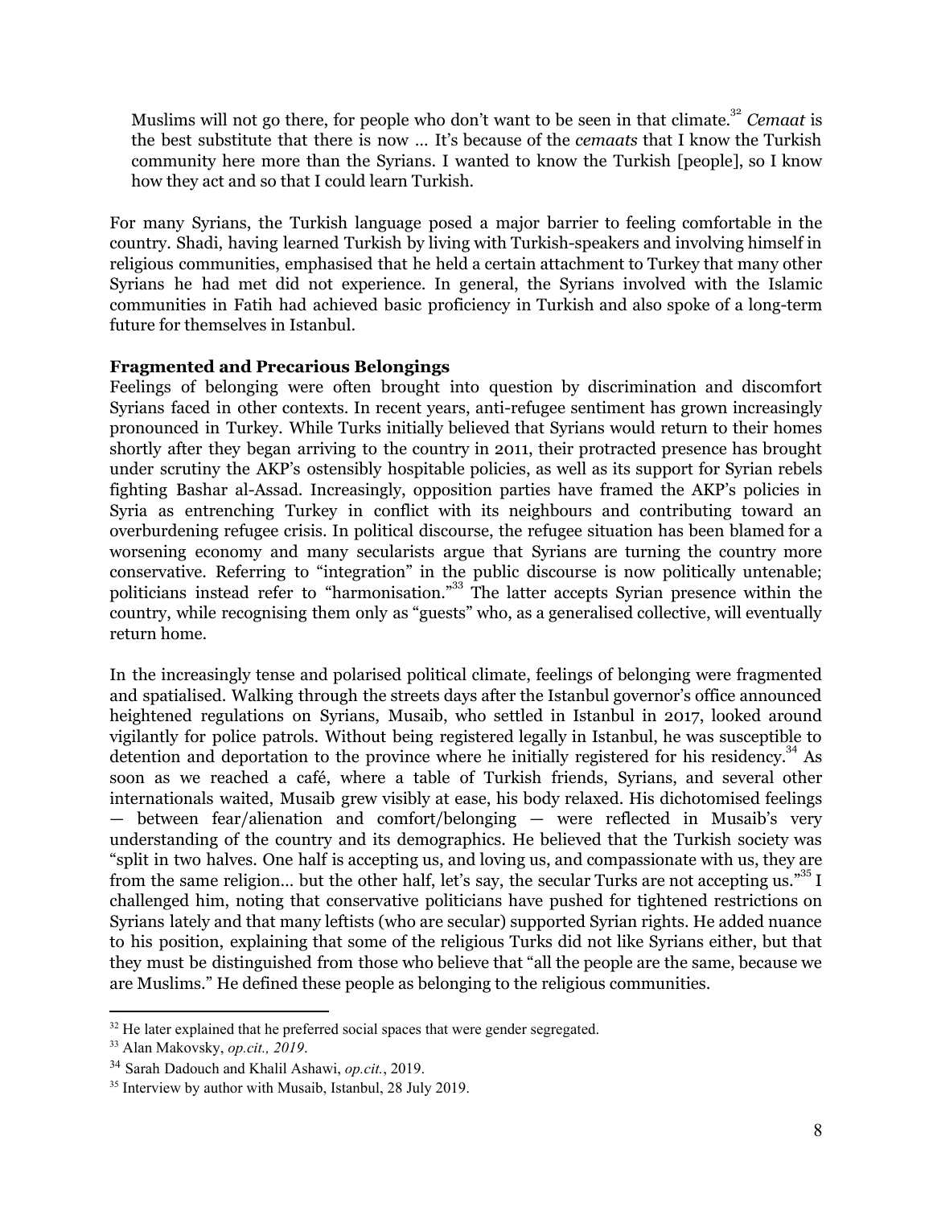> Muslims will not go there, for people who don't want to be seen in that climate.[32] *Cemaat* is the best substitute that there is now … It's because of the *cemaats* that I know the Turkish community here more than the Syrians. I wanted to know the Turkish [people], so I know how they act and so that I could learn Turkish.

For many Syrians, the Turkish language posed a major barrier to feeling comfortable in the country. Shadi, having learned Turkish by living with Turkish-speakers and involving himself in religious communities, emphasised that he held a certain attachment to Turkey that many other Syrians he had met did not experience. In general, the Syrians involved with the Islamic communities in Fatih had achieved basic proficiency in Turkish and also spoke of a long-term future for themselves in Istanbul.

**Fragmented and Precarious Belongings**

Feelings of belonging were often brought into question by discrimination and discomfort Syrians faced in other contexts. In recent years, anti-refugee sentiment has grown increasingly pronounced in Turkey. While Turks initially believed that Syrians would return to their homes shortly after they began arriving to the country in 2011, their protracted presence has brought under scrutiny the AKP's ostensibly hospitable policies, as well as its support for Syrian rebels fighting Bashar al-Assad. Increasingly, opposition parties have framed the AKP's policies in Syria as entrenching Turkey in conflict with its neighbours and contributing toward an overburdening refugee crisis. In political discourse, the refugee situation has been blamed for a worsening economy and many secularists argue that Syrians are turning the country more conservative. Referring to "integration" in the public discourse is now politically untenable; politicians instead refer to "harmonisation."[33] The latter accepts Syrian presence within the country, while recognising them only as "guests" who, as a generalised collective, will eventually return home.

In the increasingly tense and polarised political climate, feelings of belonging were fragmented and spatialised. Walking through the streets days after the Istanbul governor's office announced heightened regulations on Syrians, Musaib, who settled in Istanbul in 2017, looked around vigilantly for police patrols. Without being registered legally in Istanbul, he was susceptible to detention and deportation to the province where he initially registered for his residency.[34] As soon as we reached a café, where a table of Turkish friends, Syrians, and several other internationals waited, Musaib grew visibly at ease, his body relaxed. His dichotomised feelings — between fear/alienation and comfort/belonging — were reflected in Musaib's very understanding of the country and its demographics. He believed that the Turkish society was "split in two halves. One half is accepting us, and loving us, and compassionate with us, they are from the same religion… but the other half, let's say, the secular Turks are not accepting us."[35] I challenged him, noting that conservative politicians have pushed for tightened restrictions on Syrians lately and that many leftists (who are secular) supported Syrian rights. He added nuance to his position, explaining that some of the religious Turks did not like Syrians either, but that they must be distinguished from those who believe that "all the people are the same, because we are Muslims." He defined these people as belonging to the religious communities.

---

[32] He later explained that he preferred social spaces that were gender segregated.

[33] Alan Makovsky, *op.cit., 2019*.

[34] Sarah Dadouch and Khalil Ashawi, *op.cit.*, 2019.

[35] Interview by author with Musaib, Istanbul, 28 July 2019.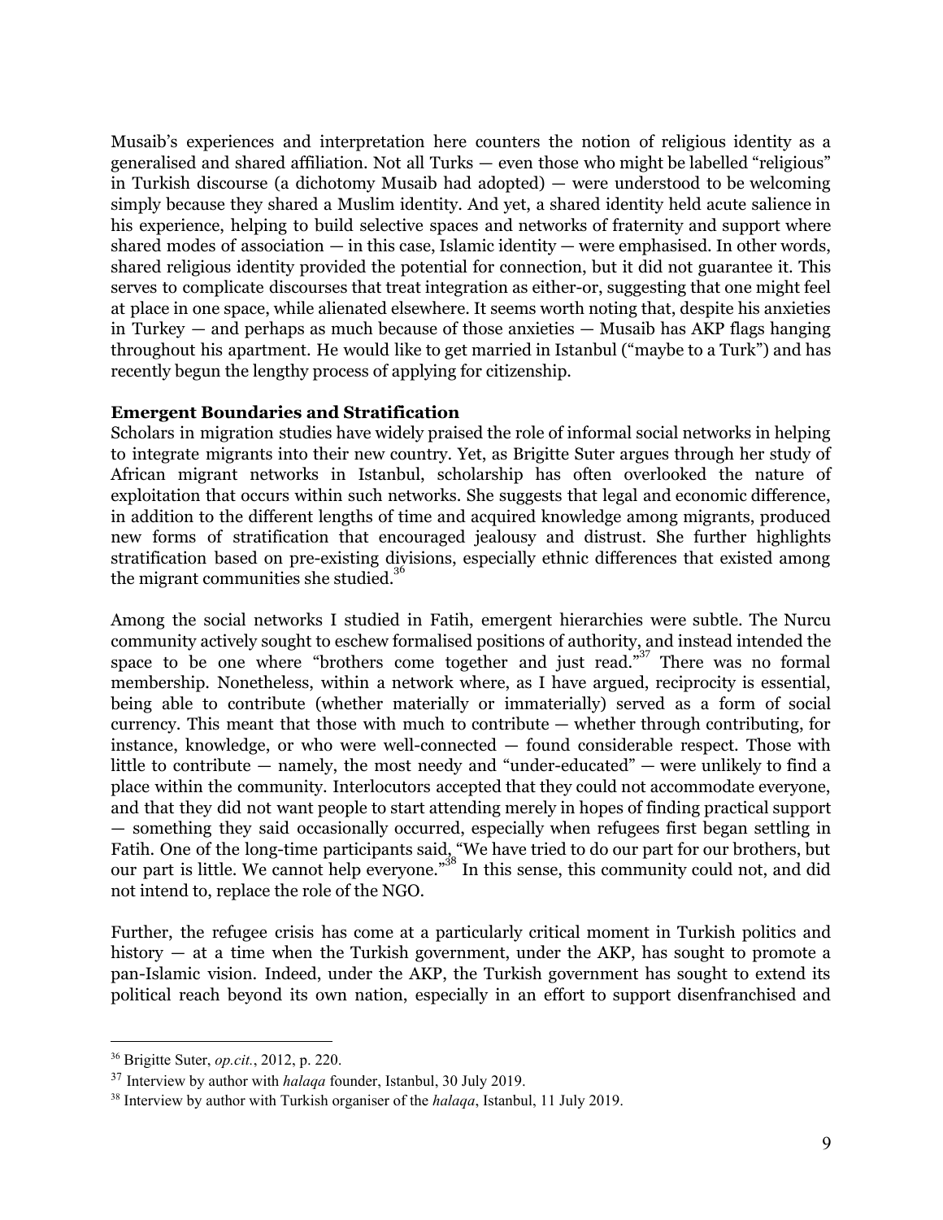Musaib's experiences and interpretation here counters the notion of religious identity as a generalised and shared affiliation. Not all Turks — even those who might be labelled "religious" in Turkish discourse (a dichotomy Musaib had adopted) — were understood to be welcoming simply because they shared a Muslim identity. And yet, a shared identity held acute salience in his experience, helping to build selective spaces and networks of fraternity and support where shared modes of association — in this case, Islamic identity — were emphasised. In other words, shared religious identity provided the potential for connection, but it did not guarantee it. This serves to complicate discourses that treat integration as either-or, suggesting that one might feel at place in one space, while alienated elsewhere. It seems worth noting that, despite his anxieties in Turkey — and perhaps as much because of those anxieties — Musaib has AKP flags hanging throughout his apartment. He would like to get married in Istanbul ("maybe to a Turk") and has recently begun the lengthy process of applying for citizenship.

**Emergent Boundaries and Stratification**

Scholars in migration studies have widely praised the role of informal social networks in helping to integrate migrants into their new country. Yet, as Brigitte Suter argues through her study of African migrant networks in Istanbul, scholarship has often overlooked the nature of exploitation that occurs within such networks. She suggests that legal and economic difference, in addition to the different lengths of time and acquired knowledge among migrants, produced new forms of stratification that encouraged jealousy and distrust. She further highlights stratification based on pre-existing divisions, especially ethnic differences that existed among the migrant communities she studied.[36]

Among the social networks I studied in Fatih, emergent hierarchies were subtle. The Nurcu community actively sought to eschew formalised positions of authority, and instead intended the space to be one where "brothers come together and just read."[37] There was no formal membership. Nonetheless, within a network where, as I have argued, reciprocity is essential, being able to contribute (whether materially or immaterially) served as a form of social currency. This meant that those with much to contribute — whether through contributing, for instance, knowledge, or who were well-connected — found considerable respect. Those with little to contribute — namely, the most needy and "under-educated" — were unlikely to find a place within the community. Interlocutors accepted that they could not accommodate everyone, and that they did not want people to start attending merely in hopes of finding practical support — something they said occasionally occurred, especially when refugees first began settling in Fatih. One of the long-time participants said, "We have tried to do our part for our brothers, but our part is little. We cannot help everyone."[38] In this sense, this community could not, and did not intend to, replace the role of the NGO.

Further, the refugee crisis has come at a particularly critical moment in Turkish politics and history — at a time when the Turkish government, under the AKP, has sought to promote a pan-Islamic vision. Indeed, under the AKP, the Turkish government has sought to extend its political reach beyond its own nation, especially in an effort to support disenfranchised and

---

[36] Brigitte Suter, *op.cit.*, 2012, p. 220.

[37] Interview by author with *halaqa* founder, Istanbul, 30 July 2019.

[38] Interview by author with Turkish organiser of the *halaqa*, Istanbul, 11 July 2019.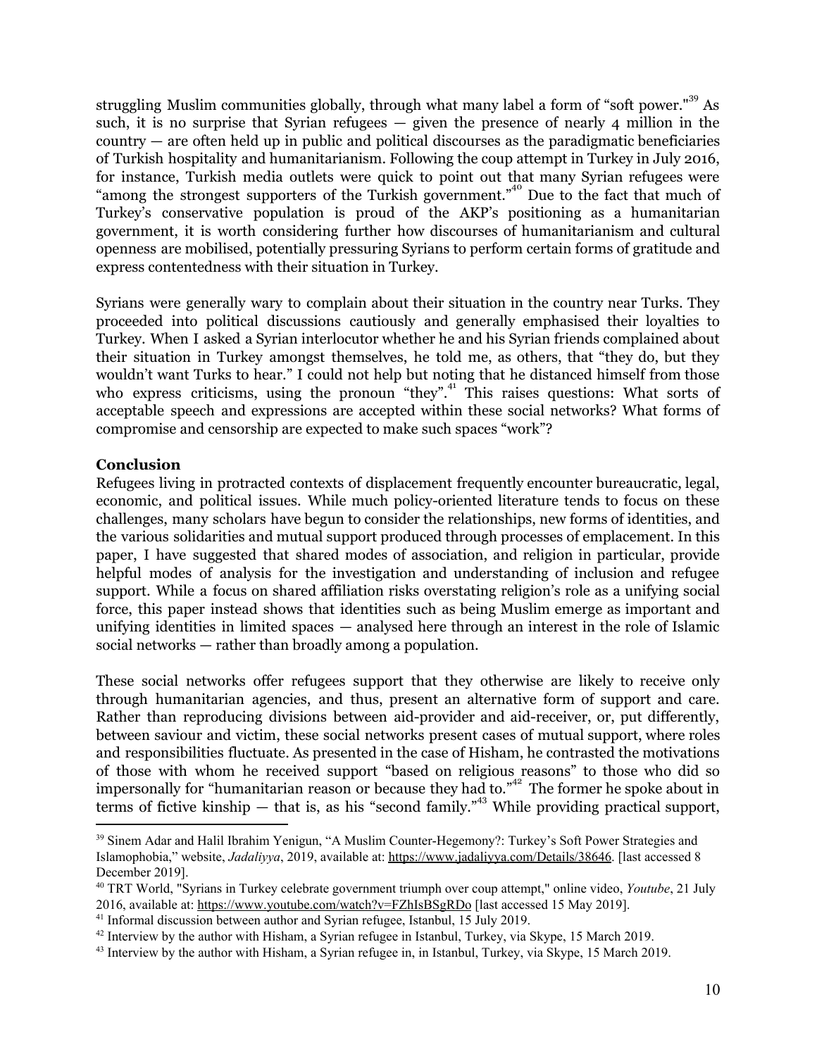struggling Muslim communities globally, through what many label a form of "soft power."[39] As such, it is no surprise that Syrian refugees — given the presence of nearly 4 million in the country — are often held up in public and political discourses as the paradigmatic beneficiaries of Turkish hospitality and humanitarianism. Following the coup attempt in Turkey in July 2016, for instance, Turkish media outlets were quick to point out that many Syrian refugees were "among the strongest supporters of the Turkish government."[40] Due to the fact that much of Turkey's conservative population is proud of the AKP's positioning as a humanitarian government, it is worth considering further how discourses of humanitarianism and cultural openness are mobilised, potentially pressuring Syrians to perform certain forms of gratitude and express contentedness with their situation in Turkey.

Syrians were generally wary to complain about their situation in the country near Turks. They proceeded into political discussions cautiously and generally emphasised their loyalties to Turkey. When I asked a Syrian interlocutor whether he and his Syrian friends complained about their situation in Turkey amongst themselves, he told me, as others, that "they do, but they wouldn't want Turks to hear." I could not help but noting that he distanced himself from those who express criticisms, using the pronoun "they".[41] This raises questions: What sorts of acceptable speech and expressions are accepted within these social networks? What forms of compromise and censorship are expected to make such spaces "work"?

**Conclusion**

Refugees living in protracted contexts of displacement frequently encounter bureaucratic, legal, economic, and political issues. While much policy-oriented literature tends to focus on these challenges, many scholars have begun to consider the relationships, new forms of identities, and the various solidarities and mutual support produced through processes of emplacement. In this paper, I have suggested that shared modes of association, and religion in particular, provide helpful modes of analysis for the investigation and understanding of inclusion and refugee support. While a focus on shared affiliation risks overstating religion's role as a unifying social force, this paper instead shows that identities such as being Muslim emerge as important and unifying identities in limited spaces — analysed here through an interest in the role of Islamic social networks — rather than broadly among a population.

These social networks offer refugees support that they otherwise are likely to receive only through humanitarian agencies, and thus, present an alternative form of support and care. Rather than reproducing divisions between aid-provider and aid-receiver, or, put differently, between saviour and victim, these social networks present cases of mutual support, where roles and responsibilities fluctuate. As presented in the case of Hisham, he contrasted the motivations of those with whom he received support "based on religious reasons" to those who did so impersonally for "humanitarian reason or because they had to."[42] The former he spoke about in terms of fictive kinship — that is, as his "second family."[43] While providing practical support,

---

[39] Sinem Adar and Halil Ibrahim Yenigun, "A Muslim Counter-Hegemony?: Turkey's Soft Power Strategies and Islamophobia," website, *Jadaliyya*, 2019, available at: https://www.jadaliyya.com/Details/38646. [last accessed 8 December 2019].

[40] TRT World, "Syrians in Turkey celebrate government triumph over coup attempt," online video, *Youtube*, 21 July 2016, available at: https://www.youtube.com/watch?v=FZhIsBSgRDo [last accessed 15 May 2019].

[41] Informal discussion between author and Syrian refugee, Istanbul, 15 July 2019.

[42] Interview by the author with Hisham, a Syrian refugee in Istanbul, Turkey, via Skype, 15 March 2019.

[43] Interview by the author with Hisham, a Syrian refugee in, in Istanbul, Turkey, via Skype, 15 March 2019.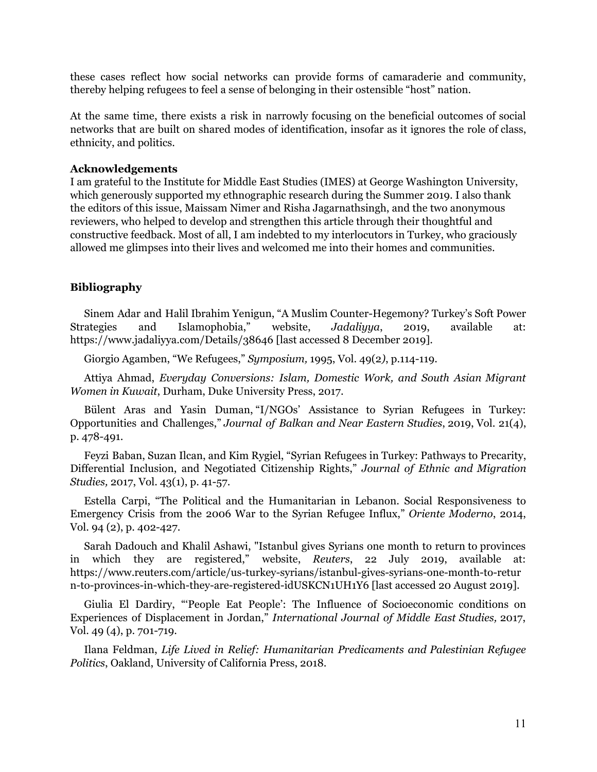these cases reflect how social networks can provide forms of camaraderie and community, thereby helping refugees to feel a sense of belonging in their ostensible "host" nation.

At the same time, there exists a risk in narrowly focusing on the beneficial outcomes of social networks that are built on shared modes of identification, insofar as it ignores the role of class, ethnicity, and politics.

**Acknowledgements**

I am grateful to the Institute for Middle East Studies (IMES) at George Washington University, which generously supported my ethnographic research during the Summer 2019. I also thank the editors of this issue, Maissam Nimer and Risha Jagarnathsingh, and the two anonymous reviewers, who helped to develop and strengthen this article through their thoughtful and constructive feedback. Most of all, I am indebted to my interlocutors in Turkey, who graciously allowed me glimpses into their lives and welcomed me into their homes and communities.

## Bibliography

Sinem Adar and Halil Ibrahim Yenigun, "A Muslim Counter-Hegemony? Turkey's Soft Power Strategies and Islamophobia," website, *Jadaliyya*, 2019, available at: https://www.jadaliyya.com/Details/38646 [last accessed 8 December 2019].

Giorgio Agamben, "We Refugees," *Symposium,* 1995, Vol. 49(2*)*, p.114-119.

Attiya Ahmad, *Everyday Conversions: Islam, Domestic Work, and South Asian Migrant Women in Kuwait*, Durham, Duke University Press, 2017.

Bülent Aras and Yasin Duman, "I/NGOs' Assistance to Syrian Refugees in Turkey: Opportunities and Challenges," *Journal of Balkan and Near Eastern Studies*, 2019, Vol. 21(4), p. 478-491.

Feyzi Baban, Suzan Ilcan, and Kim Rygiel, "Syrian Refugees in Turkey: Pathways to Precarity, Differential Inclusion, and Negotiated Citizenship Rights," *Journal of Ethnic and Migration Studies,* 2017, Vol. 43(1), p. 41-57.

Estella Carpi, "The Political and the Humanitarian in Lebanon. Social Responsiveness to Emergency Crisis from the 2006 War to the Syrian Refugee Influx," *Oriente Moderno*, 2014, Vol. 94 (2), p. 402-427.

Sarah Dadouch and Khalil Ashawi, "Istanbul gives Syrians one month to return to provinces in which they are registered," website, *Reuters*, 22 July 2019, available at: https://www.reuters.com/article/us-turkey-syrians/istanbul-gives-syrians-one-month-to-return-to-provinces-in-which-they-are-registered-idUSKCN1UH1Y6 [last accessed 20 August 2019].

Giulia El Dardiry, "'People Eat People': The Influence of Socioeconomic conditions on Experiences of Displacement in Jordan," *International Journal of Middle East Studies,* 2017, Vol. 49 (4), p. 701-719.

Ilana Feldman, *Life Lived in Relief: Humanitarian Predicaments and Palestinian Refugee Politics*, Oakland, University of California Press, 2018.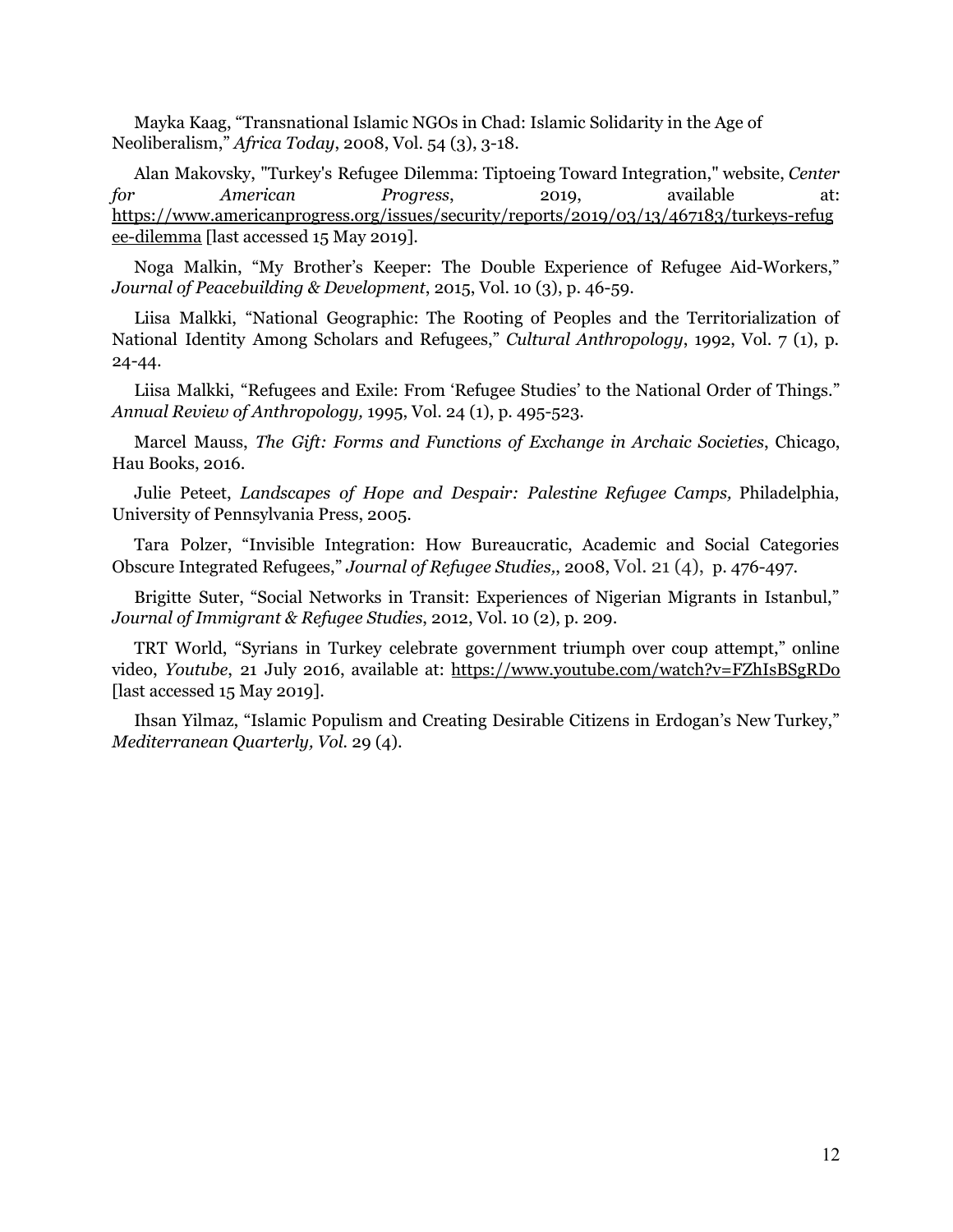Mayka Kaag, “Transnational Islamic NGOs in Chad: Islamic Solidarity in the Age of Neoliberalism,” *Africa Today*, 2008, Vol. 54 (3), 3-18.

Alan Makovsky, "Turkey's Refugee Dilemma: Tiptoeing Toward Integration," website, *Center for American Progress*, 2019, available at: https://www.americanprogress.org/issues/security/reports/2019/03/13/467183/turkeys-refugee-dilemma [last accessed 15 May 2019].

Noga Malkin, “My Brother’s Keeper: The Double Experience of Refugee Aid-Workers,” *Journal of Peacebuilding & Development*, 2015, Vol. 10 (3), p. 46-59.

Liisa Malkki, “National Geographic: The Rooting of Peoples and the Territorialization of National Identity Among Scholars and Refugees,” *Cultural Anthropology*, 1992, Vol. 7 (1), p. 24-44.

Liisa Malkki, “Refugees and Exile: From ‘Refugee Studies’ to the National Order of Things.” *Annual Review of Anthropology,* 1995, Vol. 24 (1), p. 495-523.

Marcel Mauss, *The Gift: Forms and Functions of Exchange in Archaic Societies*, Chicago, Hau Books, 2016.

Julie Peteet, *Landscapes of Hope and Despair: Palestine Refugee Camps,* Philadelphia, University of Pennsylvania Press, 2005.

Tara Polzer, “Invisible Integration: How Bureaucratic, Academic and Social Categories Obscure Integrated Refugees,” *Journal of Refugee Studies,*, 2008, Vol. 21 (4), p. 476-497.

Brigitte Suter, “Social Networks in Transit: Experiences of Nigerian Migrants in Istanbul,” *Journal of Immigrant & Refugee Studies*, 2012, Vol. 10 (2), p. 209.

TRT World, “Syrians in Turkey celebrate government triumph over coup attempt,” online video, *Youtube*, 21 July 2016, available at: https://www.youtube.com/watch?v=FZhIsBSgRDo [last accessed 15 May 2019].

Ihsan Yilmaz, “Islamic Populism and Creating Desirable Citizens in Erdogan’s New Turkey,” *Mediterranean Quarterly, Vol.* 29 (4).